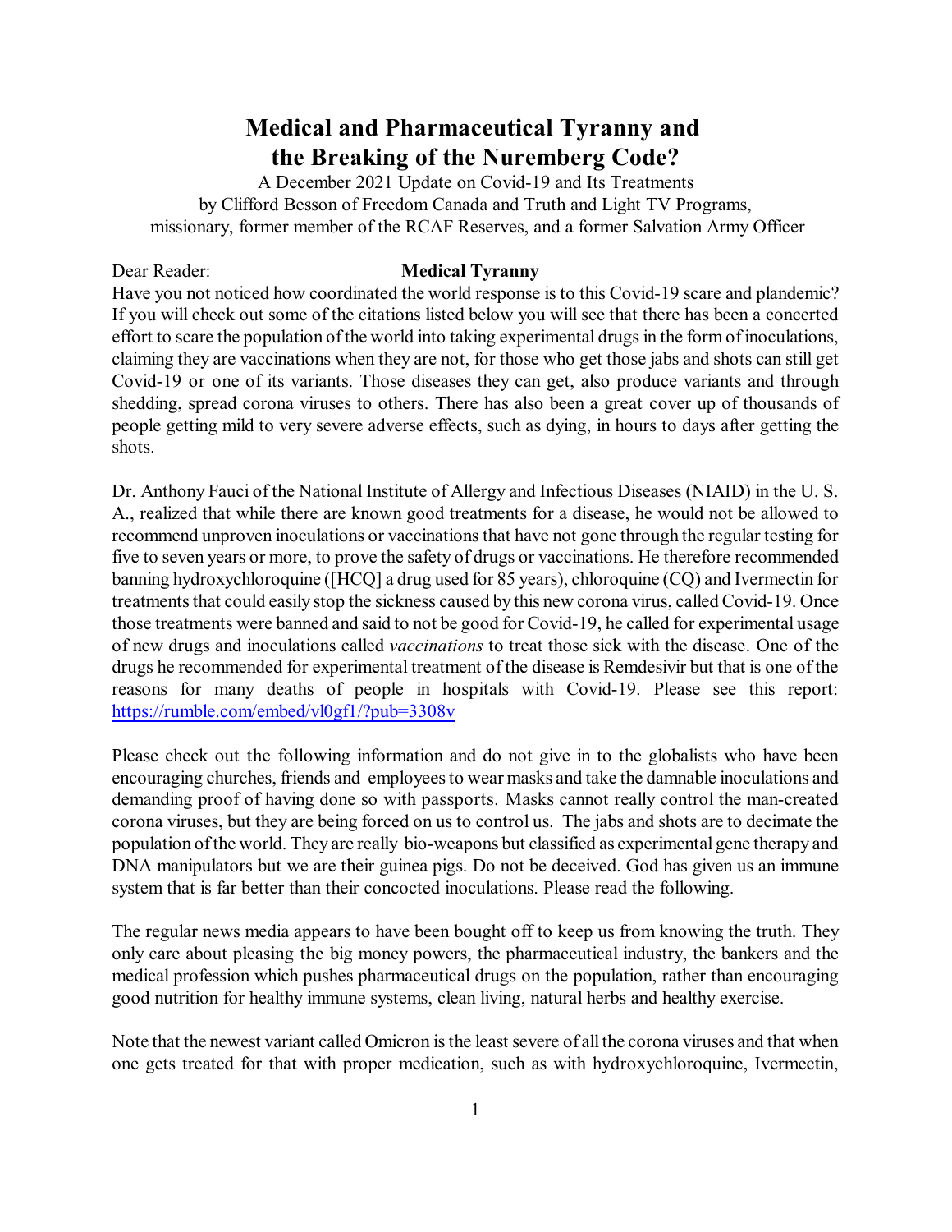# Medical and Pharmaceutical Tyranny and the Breaking of the Nuremberg Code?

A December 2021 Update on Covid-19 and Its Treatments
by Clifford Besson of Freedom Canada and Truth and Light TV Programs,
missionary, former member of the RCAF Reserves, and a former Salvation Army Officer

Dear Reader:

## Medical Tyranny

Have you not noticed how coordinated the world response is to this Covid-19 scare and plandemic? If you will check out some of the citations listed below you will see that there has been a concerted effort to scare the population of the world into taking experimental drugs in the form of inoculations, claiming they are vaccinations when they are not, for those who get those jabs and shots can still get Covid-19 or one of its variants. Those diseases they can get, also produce variants and through shedding, spread corona viruses to others. There has also been a great cover up of thousands of people getting mild to very severe adverse effects, such as dying, in hours to days after getting the shots.

Dr. Anthony Fauci of the National Institute of Allergy and Infectious Diseases (NIAID) in the U. S. A., realized that while there are known good treatments for a disease, he would not be allowed to recommend unproven inoculations or vaccinations that have not gone through the regular testing for five to seven years or more, to prove the safety of drugs or vaccinations. He therefore recommended banning hydroxychloroquine ([HCQ] a drug used for 85 years), chloroquine (CQ) and Ivermectin for treatments that could easily stop the sickness caused by this new corona virus, called Covid-19. Once those treatments were banned and said to not be good for Covid-19, he called for experimental usage of new drugs and inoculations called *vaccinations* to treat those sick with the disease. One of the drugs he recommended for experimental treatment of the disease is Remdesivir but that is one of the reasons for many deaths of people in hospitals with Covid-19. Please see this report: https://rumble.com/embed/vl0gf1/?pub=3308v

Please check out the following information and do not give in to the globalists who have been encouraging churches, friends and employees to wear masks and take the damnable inoculations and demanding proof of having done so with passports. Masks cannot really control the man-created corona viruses, but they are being forced on us to control us. The jabs and shots are to decimate the population of the world. They are really bio-weapons but classified as experimental gene therapy and DNA manipulators but we are their guinea pigs. Do not be deceived. God has given us an immune system that is far better than their concocted inoculations. Please read the following.

The regular news media appears to have been bought off to keep us from knowing the truth. They only care about pleasing the big money powers, the pharmaceutical industry, the bankers and the medical profession which pushes pharmaceutical drugs on the population, rather than encouraging good nutrition for healthy immune systems, clean living, natural herbs and healthy exercise.

Note that the newest variant called Omicron is the least severe of all the corona viruses and that when one gets treated for that with proper medication, such as with hydroxychloroquine, Ivermectin,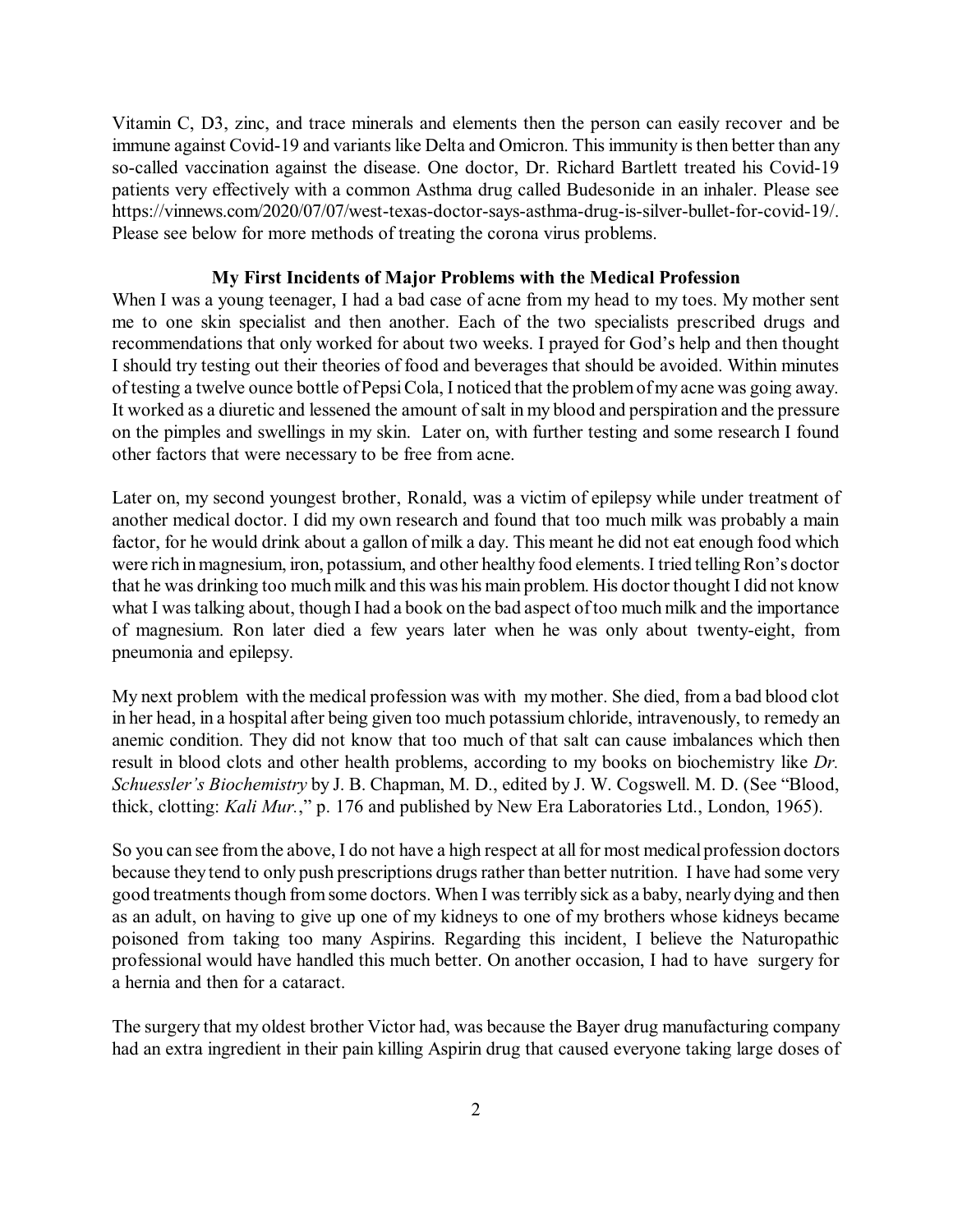Vitamin C, D3, zinc, and trace minerals and elements then the person can easily recover and be immune against Covid-19 and variants like Delta and Omicron. This immunity is then better than any so-called vaccination against the disease. One doctor, Dr. Richard Bartlett treated his Covid-19 patients very effectively with a common Asthma drug called Budesonide in an inhaler. Please see https://vinnews.com/2020/07/07/west-texas-doctor-says-asthma-drug-is-silver-bullet-for-covid-19/. Please see below for more methods of treating the corona virus problems.

**My First Incidents of Major Problems with the Medical Profession**

When I was a young teenager, I had a bad case of acne from my head to my toes. My mother sent me to one skin specialist and then another. Each of the two specialists prescribed drugs and recommendations that only worked for about two weeks. I prayed for God's help and then thought I should try testing out their theories of food and beverages that should be avoided. Within minutes of testing a twelve ounce bottle of Pepsi Cola, I noticed that the problem of my acne was going away. It worked as a diuretic and lessened the amount of salt in my blood and perspiration and the pressure on the pimples and swellings in my skin. Later on, with further testing and some research I found other factors that were necessary to be free from acne.

Later on, my second youngest brother, Ronald, was a victim of epilepsy while under treatment of another medical doctor. I did my own research and found that too much milk was probably a main factor, for he would drink about a gallon of milk a day. This meant he did not eat enough food which were rich in magnesium, iron, potassium, and other healthy food elements. I tried telling Ron's doctor that he was drinking too much milk and this was his main problem. His doctor thought I did not know what I was talking about, though I had a book on the bad aspect of too much milk and the importance of magnesium. Ron later died a few years later when he was only about twenty-eight, from pneumonia and epilepsy.

My next problem with the medical profession was with my mother. She died, from a bad blood clot in her head, in a hospital after being given too much potassium chloride, intravenously, to remedy an anemic condition. They did not know that too much of that salt can cause imbalances which then result in blood clots and other health problems, according to my books on biochemistry like *Dr. Schuessler's Biochemistry* by J. B. Chapman, M. D., edited by J. W. Cogswell. M. D. (See "Blood, thick, clotting: *Kali Mur.*," p. 176 and published by New Era Laboratories Ltd., London, 1965).

So you can see from the above, I do not have a high respect at all for most medical profession doctors because they tend to only push prescriptions drugs rather than better nutrition. I have had some very good treatments though from some doctors. When I was terribly sick as a baby, nearly dying and then as an adult, on having to give up one of my kidneys to one of my brothers whose kidneys became poisoned from taking too many Aspirins. Regarding this incident, I believe the Naturopathic professional would have handled this much better. On another occasion, I had to have surgery for a hernia and then for a cataract.

The surgery that my oldest brother Victor had, was because the Bayer drug manufacturing company had an extra ingredient in their pain killing Aspirin drug that caused everyone taking large doses of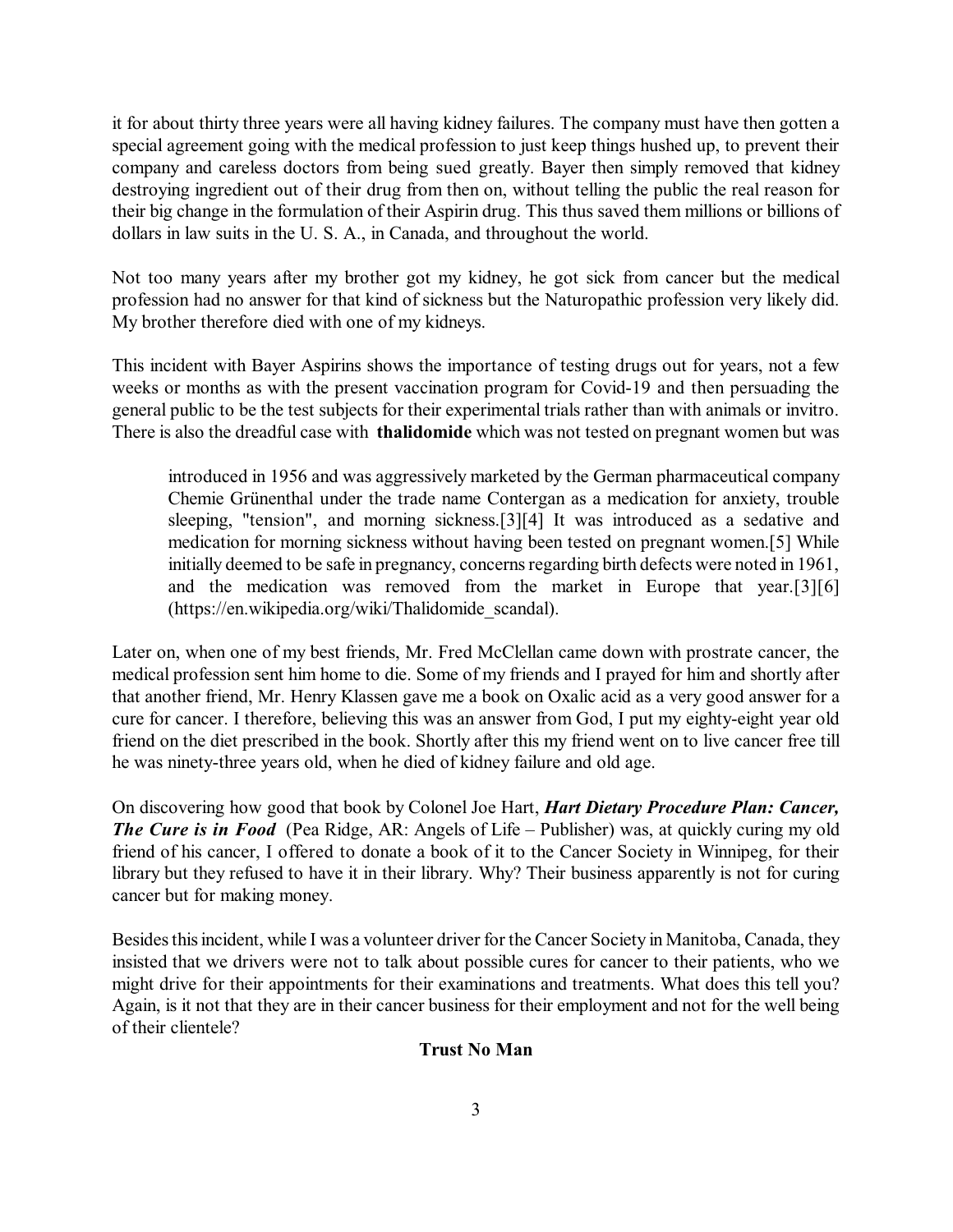it for about thirty three years were all having kidney failures. The company must have then gotten a special agreement going with the medical profession to just keep things hushed up, to prevent their company and careless doctors from being sued greatly. Bayer then simply removed that kidney destroying ingredient out of their drug from then on, without telling the public the real reason for their big change in the formulation of their Aspirin drug. This thus saved them millions or billions of dollars in law suits in the U. S. A., in Canada, and throughout the world.

Not too many years after my brother got my kidney, he got sick from cancer but the medical profession had no answer for that kind of sickness but the Naturopathic profession very likely did. My brother therefore died with one of my kidneys.

This incident with Bayer Aspirins shows the importance of testing drugs out for years, not a few weeks or months as with the present vaccination program for Covid-19 and then persuading the general public to be the test subjects for their experimental trials rather than with animals or invitro. There is also the dreadful case with **thalidomide** which was not tested on pregnant women but was

> introduced in 1956 and was aggressively marketed by the German pharmaceutical company Chemie Grünenthal under the trade name Contergan as a medication for anxiety, trouble sleeping, "tension", and morning sickness.[3][4] It was introduced as a sedative and medication for morning sickness without having been tested on pregnant women.[5] While initially deemed to be safe in pregnancy, concerns regarding birth defects were noted in 1961, and the medication was removed from the market in Europe that year.[3][6] (https://en.wikipedia.org/wiki/Thalidomide_scandal).

Later on, when one of my best friends, Mr. Fred McClellan came down with prostrate cancer, the medical profession sent him home to die. Some of my friends and I prayed for him and shortly after that another friend, Mr. Henry Klassen gave me a book on Oxalic acid as a very good answer for a cure for cancer. I therefore, believing this was an answer from God, I put my eighty-eight year old friend on the diet prescribed in the book. Shortly after this my friend went on to live cancer free till he was ninety-three years old, when he died of kidney failure and old age.

On discovering how good that book by Colonel Joe Hart, ***Hart Dietary Procedure Plan: Cancer, The Cure is in Food*** (Pea Ridge, AR: Angels of Life – Publisher) was, at quickly curing my old friend of his cancer, I offered to donate a book of it to the Cancer Society in Winnipeg, for their library but they refused to have it in their library. Why? Their business apparently is not for curing cancer but for making money.

Besides this incident, while I was a volunteer driver for the Cancer Society in Manitoba, Canada, they insisted that we drivers were not to talk about possible cures for cancer to their patients, who we might drive for their appointments for their examinations and treatments. What does this tell you? Again, is it not that they are in their cancer business for their employment and not for the well being of their clientele?

## Trust No Man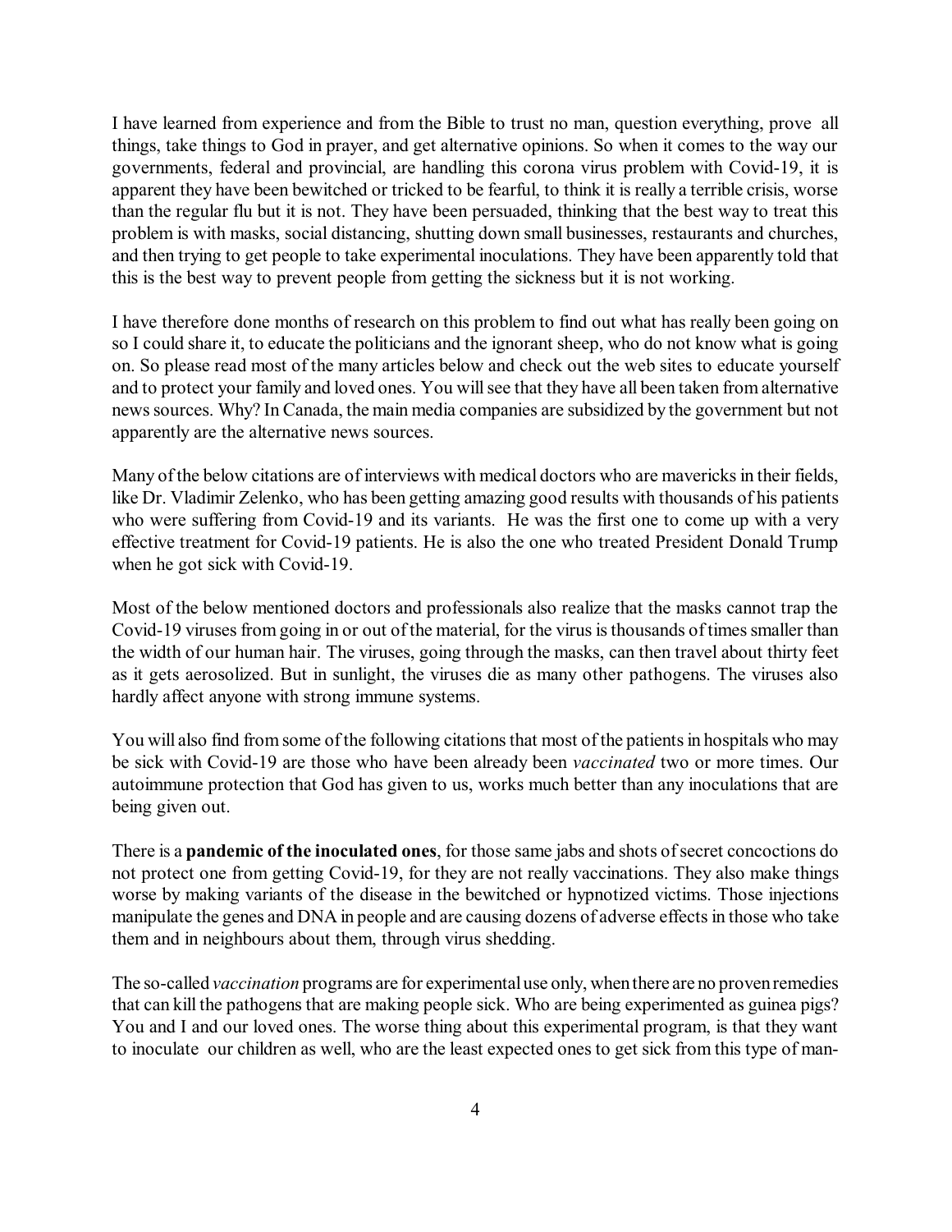I have learned from experience and from the Bible to trust no man, question everything, prove all things, take things to God in prayer, and get alternative opinions. So when it comes to the way our governments, federal and provincial, are handling this corona virus problem with Covid-19, it is apparent they have been bewitched or tricked to be fearful, to think it is really a terrible crisis, worse than the regular flu but it is not. They have been persuaded, thinking that the best way to treat this problem is with masks, social distancing, shutting down small businesses, restaurants and churches, and then trying to get people to take experimental inoculations. They have been apparently told that this is the best way to prevent people from getting the sickness but it is not working.

I have therefore done months of research on this problem to find out what has really been going on so I could share it, to educate the politicians and the ignorant sheep, who do not know what is going on. So please read most of the many articles below and check out the web sites to educate yourself and to protect your family and loved ones. You will see that they have all been taken from alternative news sources. Why? In Canada, the main media companies are subsidized by the government but not apparently are the alternative news sources.

Many of the below citations are of interviews with medical doctors who are mavericks in their fields, like Dr. Vladimir Zelenko, who has been getting amazing good results with thousands of his patients who were suffering from Covid-19 and its variants. He was the first one to come up with a very effective treatment for Covid-19 patients. He is also the one who treated President Donald Trump when he got sick with Covid-19.

Most of the below mentioned doctors and professionals also realize that the masks cannot trap the Covid-19 viruses from going in or out of the material, for the virus is thousands of times smaller than the width of our human hair. The viruses, going through the masks, can then travel about thirty feet as it gets aerosolized. But in sunlight, the viruses die as many other pathogens. The viruses also hardly affect anyone with strong immune systems.

You will also find from some of the following citations that most of the patients in hospitals who may be sick with Covid-19 are those who have been already been *vaccinated* two or more times. Our autoimmune protection that God has given to us, works much better than any inoculations that are being given out.

There is a **pandemic of the inoculated ones**, for those same jabs and shots of secret concoctions do not protect one from getting Covid-19, for they are not really vaccinations. They also make things worse by making variants of the disease in the bewitched or hypnotized victims. Those injections manipulate the genes and DNA in people and are causing dozens of adverse effects in those who take them and in neighbours about them, through virus shedding.

The so-called *vaccination* programs are for experimental use only, when there are no proven remedies that can kill the pathogens that are making people sick. Who are being experimented as guinea pigs? You and I and our loved ones. The worse thing about this experimental program, is that they want to inoculate our children as well, who are the least expected ones to get sick from this type of man-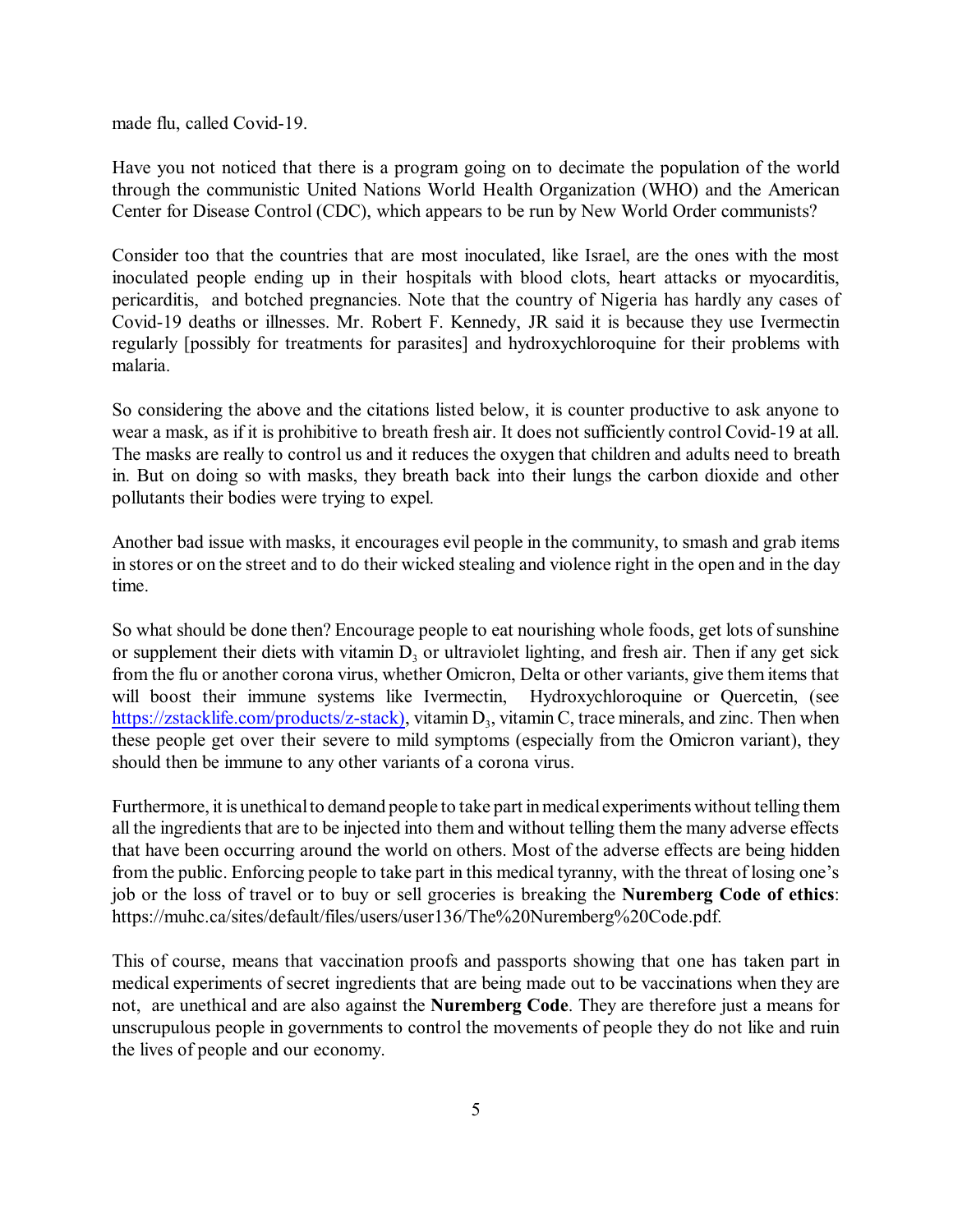made flu, called Covid-19.

Have you not noticed that there is a program going on to decimate the population of the world through the communistic United Nations World Health Organization (WHO) and the American Center for Disease Control (CDC), which appears to be run by New World Order communists?

Consider too that the countries that are most inoculated, like Israel, are the ones with the most inoculated people ending up in their hospitals with blood clots, heart attacks or myocarditis, pericarditis, and botched pregnancies. Note that the country of Nigeria has hardly any cases of Covid-19 deaths or illnesses. Mr. Robert F. Kennedy, JR said it is because they use Ivermectin regularly [possibly for treatments for parasites] and hydroxychloroquine for their problems with malaria.

So considering the above and the citations listed below, it is counter productive to ask anyone to wear a mask, as if it is prohibitive to breath fresh air. It does not sufficiently control Covid-19 at all. The masks are really to control us and it reduces the oxygen that children and adults need to breath in. But on doing so with masks, they breath back into their lungs the carbon dioxide and other pollutants their bodies were trying to expel.

Another bad issue with masks, it encourages evil people in the community, to smash and grab items in stores or on the street and to do their wicked stealing and violence right in the open and in the day time.

So what should be done then? Encourage people to eat nourishing whole foods, get lots of sunshine or supplement their diets with vitamin $D_3$ or ultraviolet lighting, and fresh air. Then if any get sick from the flu or another corona virus, whether Omicron, Delta or other variants, give them items that will boost their immune systems like Ivermectin, Hydroxychloroquine or Quercetin, (see https://zstacklife.com/products/z-stack), vitamin $D_3$, vitamin C, trace minerals, and zinc. Then when these people get over their severe to mild symptoms (especially from the Omicron variant), they should then be immune to any other variants of a corona virus.

Furthermore, it is unethical to demand people to take part in medical experiments without telling them all the ingredients that are to be injected into them and without telling them the many adverse effects that have been occurring around the world on others. Most of the adverse effects are being hidden from the public. Enforcing people to take part in this medical tyranny, with the threat of losing one's job or the loss of travel or to buy or sell groceries is breaking the **Nuremberg Code of ethics**: https://muhc.ca/sites/default/files/users/user136/The%20Nuremberg%20Code.pdf.

This of course, means that vaccination proofs and passports showing that one has taken part in medical experiments of secret ingredients that are being made out to be vaccinations when they are not, are unethical and are also against the **Nuremberg Code**. They are therefore just a means for unscrupulous people in governments to control the movements of people they do not like and ruin the lives of people and our economy.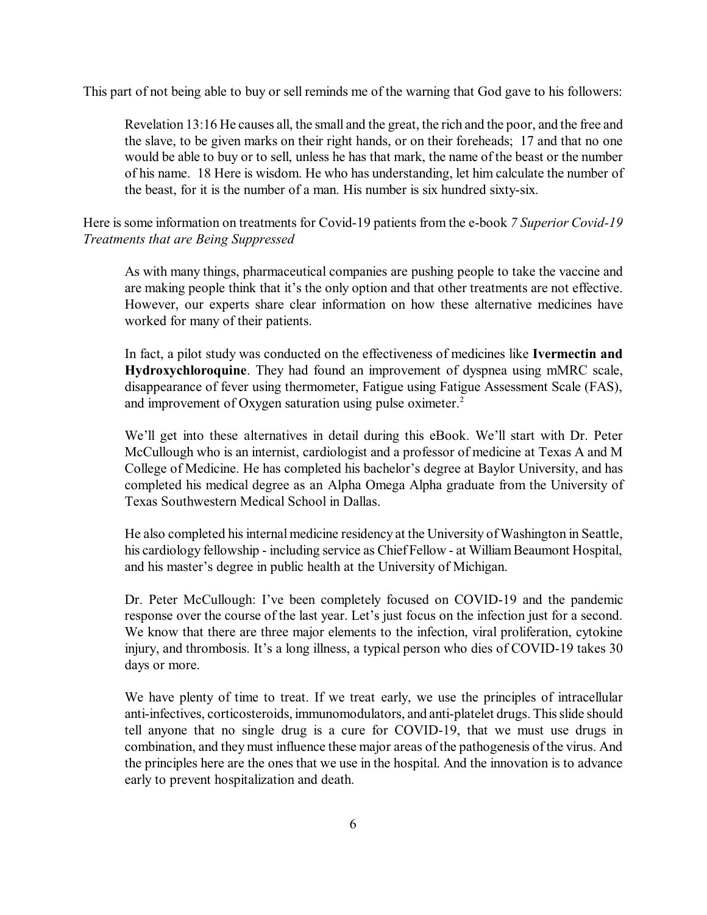This part of not being able to buy or sell reminds me of the warning that God gave to his followers:

> Revelation 13:16 He causes all, the small and the great, the rich and the poor, and the free and the slave, to be given marks on their right hands, or on their foreheads; 17 and that no one would be able to buy or to sell, unless he has that mark, the name of the beast or the number of his name. 18 Here is wisdom. He who has understanding, let him calculate the number of the beast, for it is the number of a man. His number is six hundred sixty-six.

Here is some information on treatments for Covid-19 patients from the e-book *7 Superior Covid-19 Treatments that are Being Suppressed*

> As with many things, pharmaceutical companies are pushing people to take the vaccine and are making people think that it's the only option and that other treatments are not effective. However, our experts share clear information on how these alternative medicines have worked for many of their patients.
>
> In fact, a pilot study was conducted on the effectiveness of medicines like **Ivermectin and Hydroxychloroquine**. They had found an improvement of dyspnea using mMRC scale, disappearance of fever using thermometer, Fatigue using Fatigue Assessment Scale (FAS), and improvement of Oxygen saturation using pulse oximeter.[2]
>
> We'll get into these alternatives in detail during this eBook. We'll start with Dr. Peter McCullough who is an internist, cardiologist and a professor of medicine at Texas A and M College of Medicine. He has completed his bachelor's degree at Baylor University, and has completed his medical degree as an Alpha Omega Alpha graduate from the University of Texas Southwestern Medical School in Dallas.
>
> He also completed his internal medicine residency at the University of Washington in Seattle, his cardiology fellowship - including service as Chief Fellow - at William Beaumont Hospital, and his master's degree in public health at the University of Michigan.
>
> Dr. Peter McCullough: I've been completely focused on COVID-19 and the pandemic response over the course of the last year. Let's just focus on the infection just for a second. We know that there are three major elements to the infection, viral proliferation, cytokine injury, and thrombosis. It's a long illness, a typical person who dies of COVID-19 takes 30 days or more.
>
> We have plenty of time to treat. If we treat early, we use the principles of intracellular anti-infectives, corticosteroids, immunomodulators, and anti-platelet drugs. This slide should tell anyone that no single drug is a cure for COVID-19, that we must use drugs in combination, and they must influence these major areas of the pathogenesis of the virus. And the principles here are the ones that we use in the hospital. And the innovation is to advance early to prevent hospitalization and death.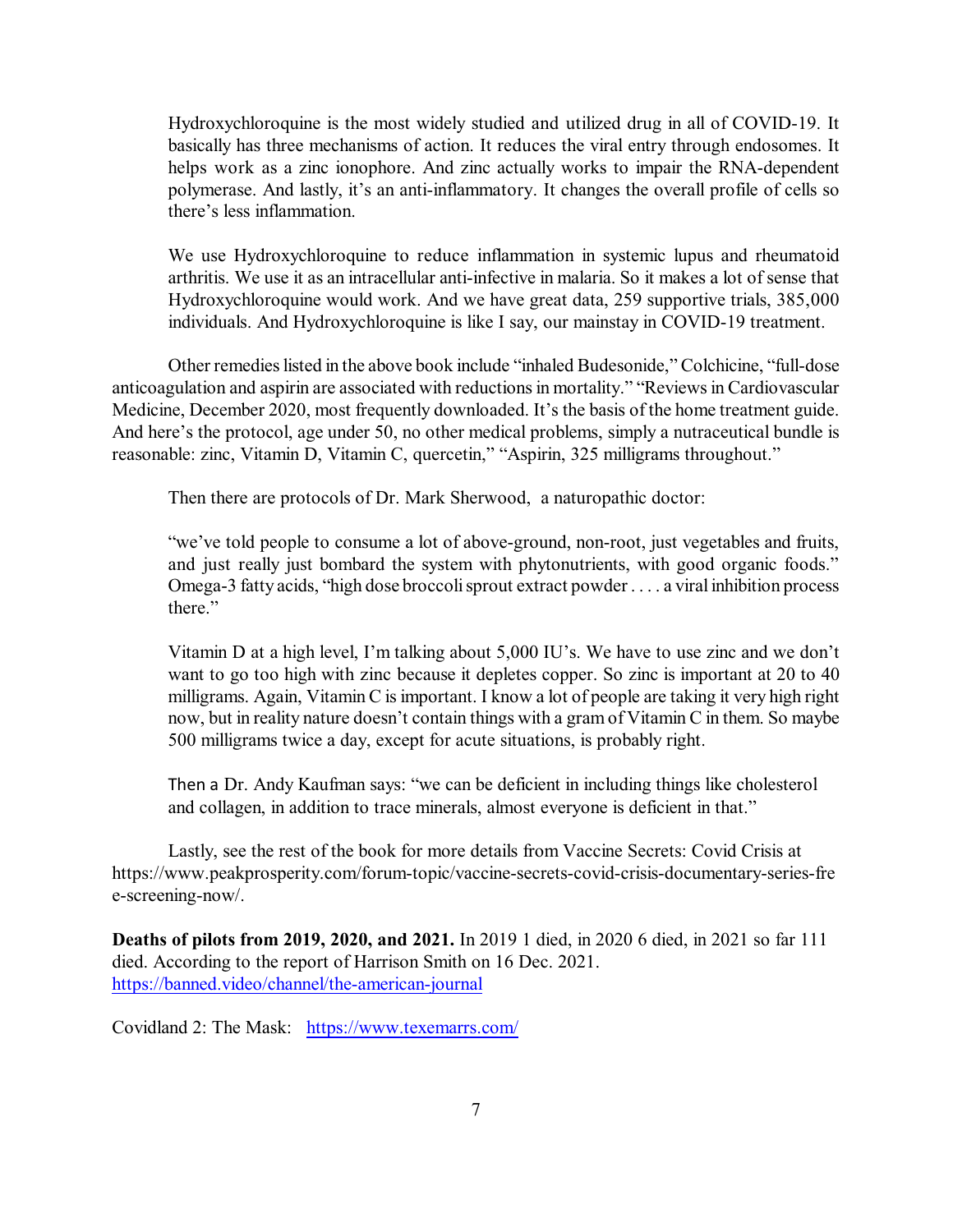Hydroxychloroquine is the most widely studied and utilized drug in all of COVID-19. It basically has three mechanisms of action. It reduces the viral entry through endosomes. It helps work as a zinc ionophore. And zinc actually works to impair the RNA-dependent polymerase. And lastly, it's an anti-inflammatory. It changes the overall profile of cells so there's less inflammation.

> We use Hydroxychloroquine to reduce inflammation in systemic lupus and rheumatoid arthritis. We use it as an intracellular anti-infective in malaria. So it makes a lot of sense that Hydroxychloroquine would work. And we have great data, 259 supportive trials, 385,000 individuals. And Hydroxychloroquine is like I say, our mainstay in COVID-19 treatment.

Other remedies listed in the above book include "inhaled Budesonide," Colchicine, "full-dose anticoagulation and aspirin are associated with reductions in mortality." "Reviews in Cardiovascular Medicine, December 2020, most frequently downloaded. It's the basis of the home treatment guide. And here's the protocol, age under 50, no other medical problems, simply a nutraceutical bundle is reasonable: zinc, Vitamin D, Vitamin C, quercetin," "Aspirin, 325 milligrams throughout."

Then there are protocols of Dr. Mark Sherwood, a naturopathic doctor:

> "we've told people to consume a lot of above-ground, non-root, just vegetables and fruits, and just really just bombard the system with phytonutrients, with good organic foods." Omega-3 fatty acids, "high dose broccoli sprout extract powder . . . . a viral inhibition process there."

> Vitamin D at a high level, I'm talking about 5,000 IU's. We have to use zinc and we don't want to go too high with zinc because it depletes copper. So zinc is important at 20 to 40 milligrams. Again, Vitamin C is important. I know a lot of people are taking it very high right now, but in reality nature doesn't contain things with a gram of Vitamin C in them. So maybe 500 milligrams twice a day, except for acute situations, is probably right.

> Then a Dr. Andy Kaufman says: "we can be deficient in including things like cholesterol and collagen, in addition to trace minerals, almost everyone is deficient in that."

Lastly, see the rest of the book for more details from Vaccine Secrets: Covid Crisis at https://www.peakprosperity.com/forum-topic/vaccine-secrets-covid-crisis-documentary-series-free-screening-now/.

**Deaths of pilots from 2019, 2020, and 2021.** In 2019 1 died, in 2020 6 died, in 2021 so far 111 died. According to the report of Harrison Smith on 16 Dec. 2021. https://banned.video/channel/the-american-journal

Covidland 2: The Mask: https://www.texemarrs.com/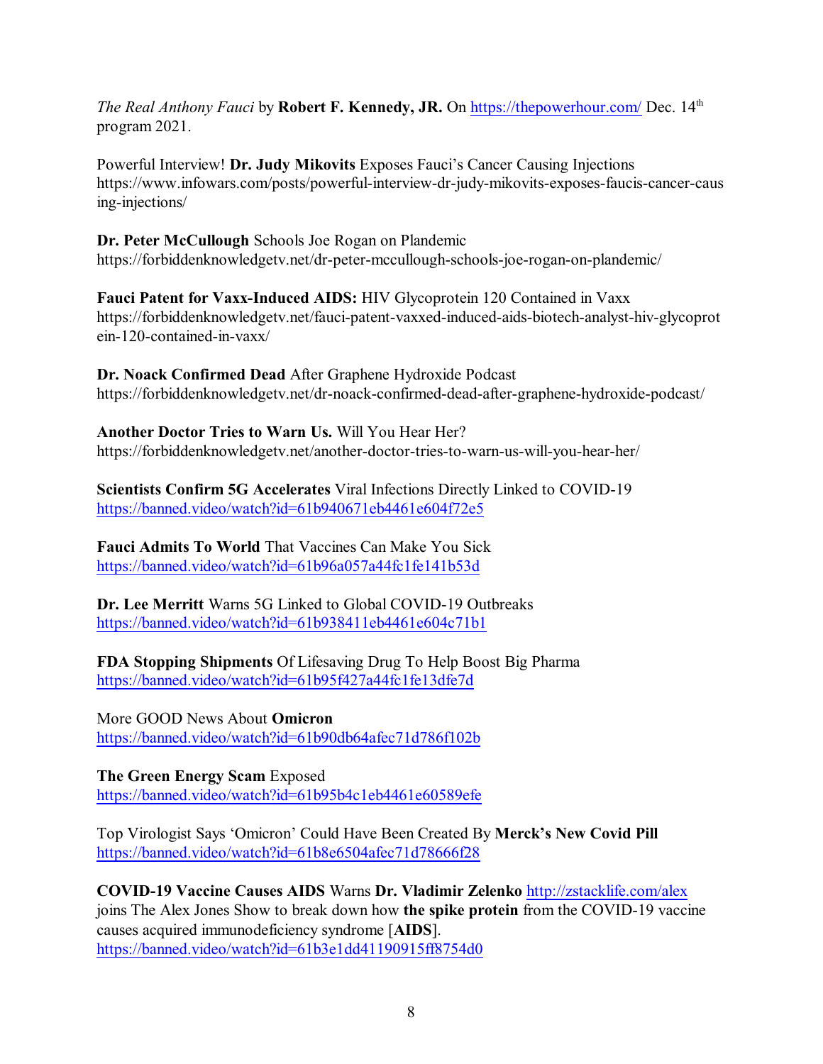*The Real Anthony Fauci* by **Robert F. Kennedy, JR.** On https://thepowerhour.com/ Dec. 14th program 2021.

Powerful Interview! **Dr. Judy Mikovits** Exposes Fauci's Cancer Causing Injections
https://www.infowars.com/posts/powerful-interview-dr-judy-mikovits-exposes-faucis-cancer-causing-injections/

**Dr. Peter McCullough** Schools Joe Rogan on Plandemic
https://forbiddenknowledgetv.net/dr-peter-mccullough-schools-joe-rogan-on-plandemic/

**Fauci Patent for Vaxx-Induced AIDS:** HIV Glycoprotein 120 Contained in Vaxx
https://forbiddenknowledgetv.net/fauci-patent-vaxxed-induced-aids-biotech-analyst-hiv-glycoprotein-120-contained-in-vaxx/

**Dr. Noack Confirmed Dead** After Graphene Hydroxide Podcast
https://forbiddenknowledgetv.net/dr-noack-confirmed-dead-after-graphene-hydroxide-podcast/

**Another Doctor Tries to Warn Us.** Will You Hear Her?
https://forbiddenknowledgetv.net/another-doctor-tries-to-warn-us-will-you-hear-her/

**Scientists Confirm 5G Accelerates** Viral Infections Directly Linked to COVID-19
https://banned.video/watch?id=61b940671eb4461e604f72e5

**Fauci Admits To World** That Vaccines Can Make You Sick
https://banned.video/watch?id=61b96a057a44fc1fe141b53d

**Dr. Lee Merritt** Warns 5G Linked to Global COVID-19 Outbreaks
https://banned.video/watch?id=61b938411eb4461e604c71b1

**FDA Stopping Shipments** Of Lifesaving Drug To Help Boost Big Pharma
https://banned.video/watch?id=61b95f427a44fc1fe13dfe7d

More GOOD News About **Omicron**
https://banned.video/watch?id=61b90db64afec71d786f102b

**The Green Energy Scam** Exposed
https://banned.video/watch?id=61b95b4c1eb4461e60589efe

Top Virologist Says 'Omicron' Could Have Been Created By **Merck's New Covid Pill**
https://banned.video/watch?id=61b8e6504afec71d78666f28

**COVID-19 Vaccine Causes AIDS** Warns **Dr. Vladimir Zelenko** http://zstacklife.com/alex joins The Alex Jones Show to break down how **the spike protein** from the COVID-19 vaccine causes acquired immunodeficiency syndrome [**AIDS**].
https://banned.video/watch?id=61b3e1dd41190915ff8754d0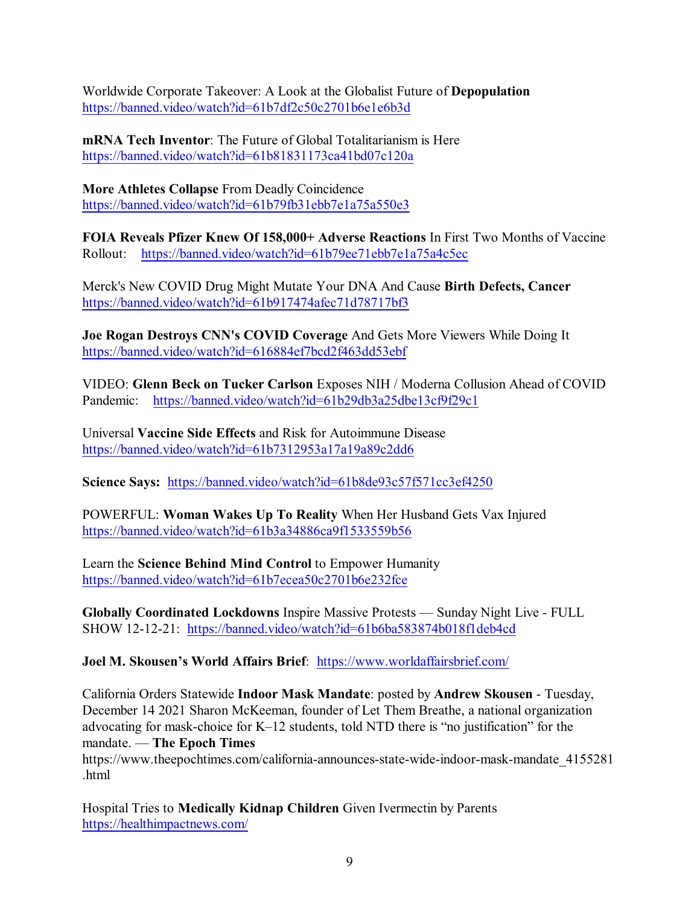Worldwide Corporate Takeover: A Look at the Globalist Future of **Depopulation**
https://banned.video/watch?id=61b7df2c50c2701b6e1e6b3d

**mRNA Tech Inventor**: The Future of Global Totalitarianism is Here
https://banned.video/watch?id=61b81831173ca41bd07c120a

**More Athletes Collapse** From Deadly Coincidence
https://banned.video/watch?id=61b79fb31ebb7e1a75a550e3

**FOIA Reveals Pfizer Knew Of 158,000+ Adverse Reactions** In First Two Months of Vaccine Rollout: https://banned.video/watch?id=61b79ee71ebb7e1a75a4c5ec

Merck's New COVID Drug Might Mutate Your DNA And Cause **Birth Defects, Cancer**
https://banned.video/watch?id=61b917474afec71d78717bf3

**Joe Rogan Destroys CNN's COVID Coverage** And Gets More Viewers While Doing It
https://banned.video/watch?id=616884ef7bcd2f463dd53ebf

VIDEO: **Glenn Beck on Tucker Carlson** Exposes NIH / Moderna Collusion Ahead of COVID Pandemic: https://banned.video/watch?id=61b29db3a25dbe13cf9f29c1

Universal **Vaccine Side Effects** and Risk for Autoimmune Disease
https://banned.video/watch?id=61b7312953a17a19a89c2dd6

**Science Says:** https://banned.video/watch?id=61b8de93c57f571cc3ef4250

POWERFUL: **Woman Wakes Up To Reality** When Her Husband Gets Vax Injured
https://banned.video/watch?id=61b3a34886ca9f1533559b56

Learn the **Science Behind Mind Control** to Empower Humanity
https://banned.video/watch?id=61b7ecea50c2701b6e232fce

**Globally Coordinated Lockdowns** Inspire Massive Protests — Sunday Night Live - FULL SHOW 12-12-21: https://banned.video/watch?id=61b6ba583874b018f1deb4cd

**Joel M. Skousen's World Affairs Brief**: https://www.worldaffairsbrief.com/

California Orders Statewide **Indoor Mask Mandate**: posted by **Andrew Skousen** - Tuesday, December 14 2021 Sharon McKeeman, founder of Let Them Breathe, a national organization advocating for mask-choice for K–12 students, told NTD there is "no justification" for the mandate. — **The Epoch Times**
https://www.theepochtimes.com/california-announces-state-wide-indoor-mask-mandate_4155281.html

Hospital Tries to **Medically Kidnap Children** Given Ivermectin by Parents
https://healthimpactnews.com/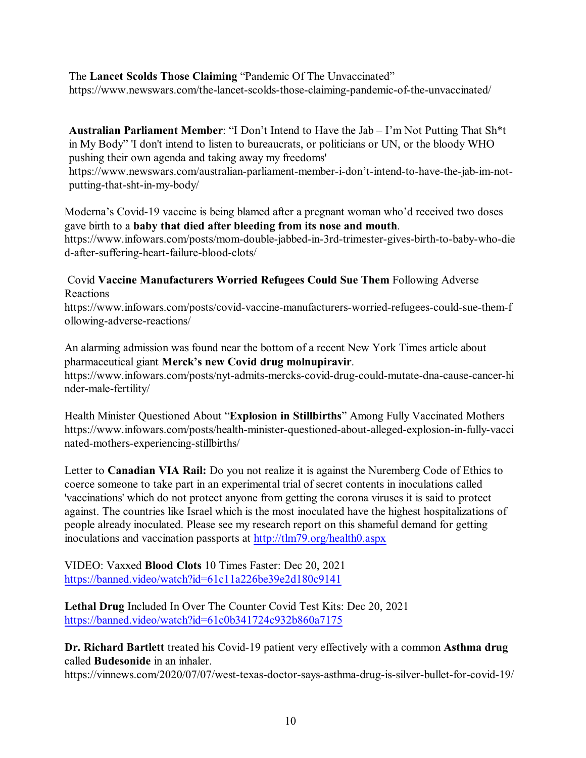The **Lancet Scolds Those Claiming** “Pandemic Of The Unvaccinated”
https://www.newswars.com/the-lancet-scolds-those-claiming-pandemic-of-the-unvaccinated/

**Australian Parliament Member**: “I Don’t Intend to Have the Jab – I’m Not Putting That Sh*t in My Body” 'I don't intend to listen to bureaucrats, or politicians or UN, or the bloody WHO pushing their own agenda and taking away my freedoms'
https://www.newswars.com/australian-parliament-member-i-don’t-intend-to-have-the-jab-im-not-putting-that-sht-in-my-body/

Moderna’s Covid-19 vaccine is being blamed after a pregnant woman who’d received two doses gave birth to a **baby that died after bleeding from its nose and mouth**.
https://www.infowars.com/posts/mom-double-jabbed-in-3rd-trimester-gives-birth-to-baby-who-died-after-suffering-heart-failure-blood-clots/

Covid **Vaccine Manufacturers Worried Refugees Could Sue Them** Following Adverse Reactions
https://www.infowars.com/posts/covid-vaccine-manufacturers-worried-refugees-could-sue-them-following-adverse-reactions/

An alarming admission was found near the bottom of a recent New York Times article about pharmaceutical giant **Merck’s new Covid drug molnupiravir**.
https://www.infowars.com/posts/nyt-admits-mercks-covid-drug-could-mutate-dna-cause-cancer-hinder-male-fertility/

Health Minister Questioned About “**Explosion in Stillbirths**” Among Fully Vaccinated Mothers
https://www.infowars.com/posts/health-minister-questioned-about-alleged-explosion-in-fully-vaccinated-mothers-experiencing-stillbirths/

Letter to **Canadian VIA Rail:** Do you not realize it is against the Nuremberg Code of Ethics to coerce someone to take part in an experimental trial of secret contents in inoculations called 'vaccinations' which do not protect anyone from getting the corona viruses it is said to protect against. The countries like Israel which is the most inoculated have the highest hospitalizations of people already inoculated. Please see my research report on this shameful demand for getting inoculations and vaccination passports at http://tlm79.org/health0.aspx

VIDEO: Vaxxed **Blood Clots** 10 Times Faster: Dec 20, 2021
https://banned.video/watch?id=61c11a226be39e2d180c9141

**Lethal Drug** Included In Over The Counter Covid Test Kits: Dec 20, 2021
https://banned.video/watch?id=61c0b341724c932b860a7175

**Dr. Richard Bartlett** treated his Covid-19 patient very effectively with a common **Asthma drug** called **Budesonide** in an inhaler.
https://vinnews.com/2020/07/07/west-texas-doctor-says-asthma-drug-is-silver-bullet-for-covid-19/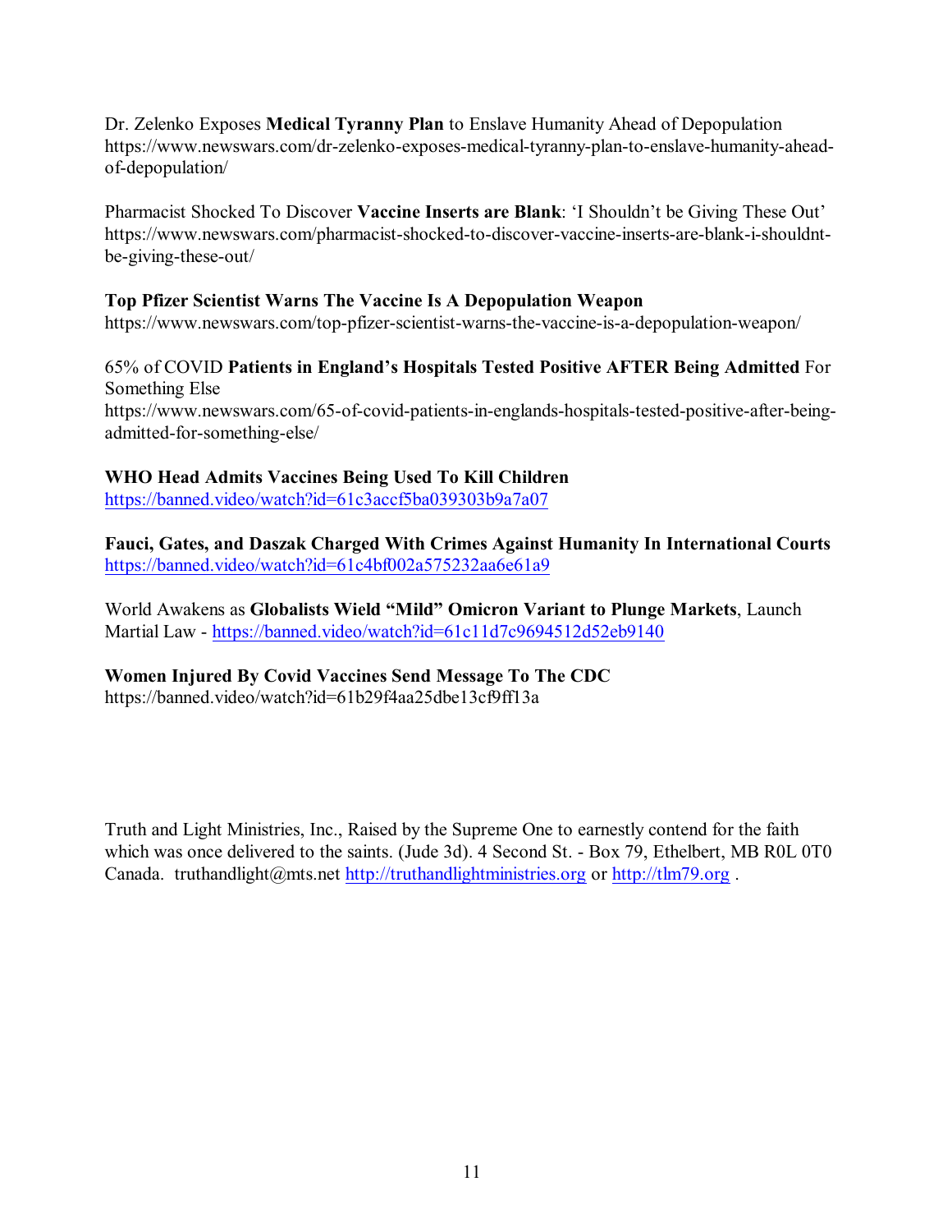Dr. Zelenko Exposes **Medical Tyranny Plan** to Enslave Humanity Ahead of Depopulation
https://www.newswars.com/dr-zelenko-exposes-medical-tyranny-plan-to-enslave-humanity-ahead-of-depopulation/

Pharmacist Shocked To Discover **Vaccine Inserts are Blank**: 'I Shouldn't be Giving These Out'
https://www.newswars.com/pharmacist-shocked-to-discover-vaccine-inserts-are-blank-i-shouldnt-be-giving-these-out/

**Top Pfizer Scientist Warns The Vaccine Is A Depopulation Weapon**
https://www.newswars.com/top-pfizer-scientist-warns-the-vaccine-is-a-depopulation-weapon/

65% of COVID **Patients in England's Hospitals Tested Positive AFTER Being Admitted** For Something Else
https://www.newswars.com/65-of-covid-patients-in-englands-hospitals-tested-positive-after-being-admitted-for-something-else/

**WHO Head Admits Vaccines Being Used To Kill Children**
https://banned.video/watch?id=61c3accf5ba039303b9a7a07

**Fauci, Gates, and Daszak Charged With Crimes Against Humanity In International Courts**
https://banned.video/watch?id=61c4bf002a575232aa6e61a9

World Awakens as **Globalists Wield "Mild" Omicron Variant to Plunge Markets**, Launch Martial Law - https://banned.video/watch?id=61c11d7c9694512d52eb9140

**Women Injured By Covid Vaccines Send Message To The CDC**
https://banned.video/watch?id=61b29f4aa25dbe13cf9ff13a

Truth and Light Ministries, Inc., Raised by the Supreme One to earnestly contend for the faith which was once delivered to the saints. (Jude 3d). 4 Second St. - Box 79, Ethelbert, MB R0L 0T0 Canada. truthandlight@mts.net http://truthandlightministries.org or http://tlm79.org .